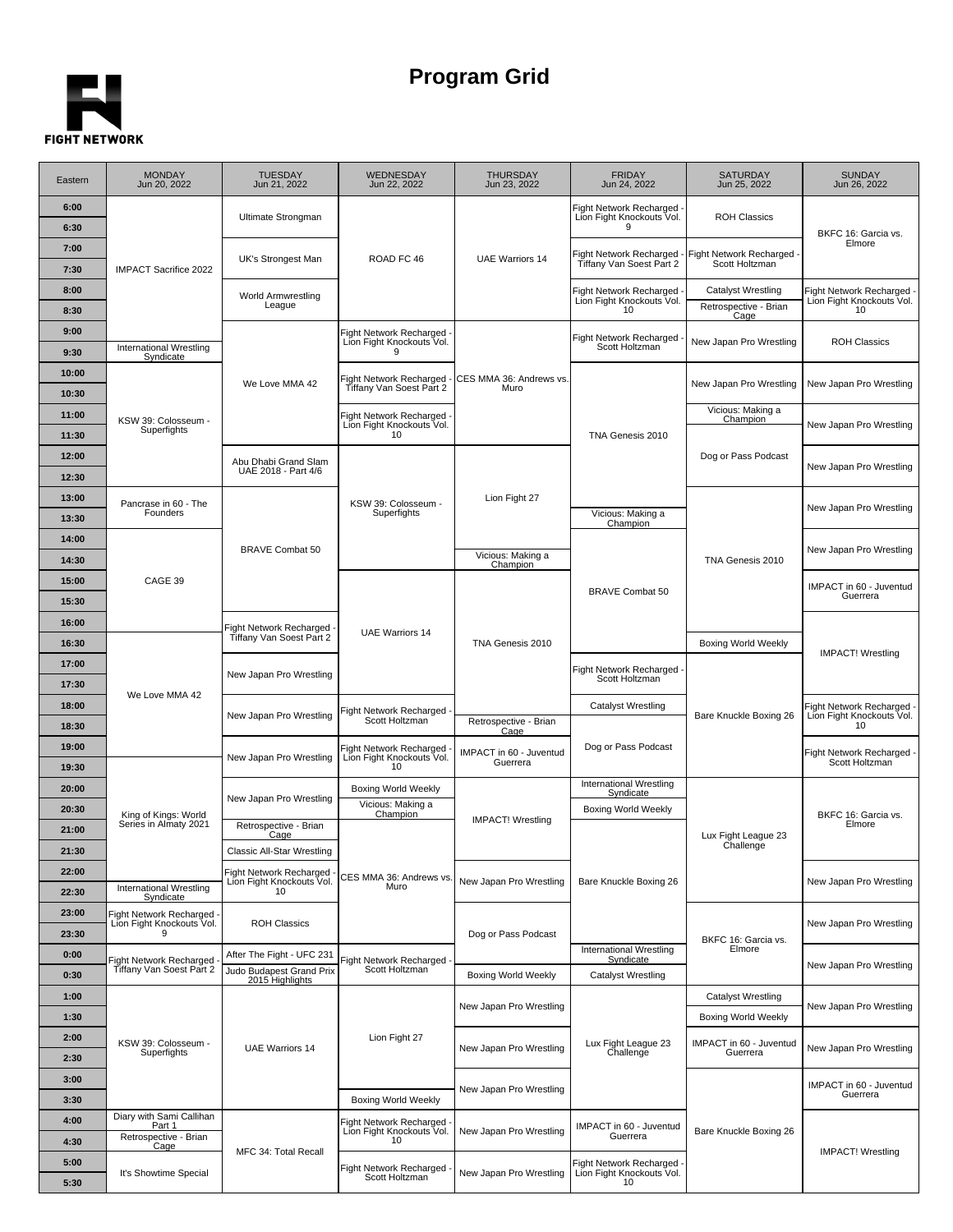# Program Grid

FIGHT NETWORK

| Eastern | MONDAY Jun 20, 2022 | TUESDAY Jun 21, 2022 | WEDNESDAY Jun 22, 2022 | THURSDAY Jun 23, 2022 | FRIDAY Jun 24, 2022 | SATURDAY Jun 25, 2022 | SUNDAY Jun 26, 2022 |
|---|---|---|---|---|---|---|---|
| 6:00 | IMPACT Sacrifice 2022 | Ultimate Strongman | ROAD FC 46 | UAE Warriors 14 | Fight Network Recharged - Lion Fight Knockouts Vol. 9 | ROH Classics | BKFC 16: Garcia vs. Elmore |
| 6:30 | | | | | | | |
| 7:00 | | UK's Strongest Man | | | Fight Network Recharged - Tiffany Van Soest Part 2 | Fight Network Recharged - Scott Holtzman | |
| 7:30 | | | | | | | |
| 8:00 | | World Armwrestling League | | | Fight Network Recharged - Lion Fight Knockouts Vol. 10 | Catalyst Wrestling | Fight Network Recharged - Lion Fight Knockouts Vol. 10 |
| 8:30 | | | | | | Retrospective - Brian Cage | |
| 9:00 | | We Love MMA 42 | Fight Network Recharged - Lion Fight Knockouts Vol. 9 | CES MMA 36: Andrews vs. Muro | Fight Network Recharged - Scott Holtzman | New Japan Pro Wrestling | ROH Classics |
| 9:30 | International Wrestling Syndicate | | | | | | |
| 10:00 | KSW 39: Colosseum - Superfights | | Fight Network Recharged - Tiffany Van Soest Part 2 | | TNA Genesis 2010 | New Japan Pro Wrestling | New Japan Pro Wrestling |
| 10:30 | | | | | | | |
| 11:00 | | | Fight Network Recharged - Lion Fight Knockouts Vol. 10 | | | Vicious: Making a Champion | New Japan Pro Wrestling |
| 11:30 | | | | | | Dog or Pass Podcast | |
| 12:00 | | Abu Dhabi Grand Slam UAE 2018 - Part 4/6 | KSW 39: Colosseum - Superfights | Lion Fight 27 | | | New Japan Pro Wrestling |
| 12:30 | | | | | | | |
| 13:00 | Pancrase in 60 - The Founders | BRAVE Combat 50 | | | | TNA Genesis 2010 | New Japan Pro Wrestling |
| 13:30 | | | | | Vicious: Making a Champion | | |
| 14:00 | CAGE 39 | | | | BRAVE Combat 50 | | New Japan Pro Wrestling |
| 14:30 | | | | Vicious: Making a Champion | | | |
| 15:00 | | | UAE Warriors 14 | TNA Genesis 2010 | | | IMPACT in 60 - Juventud Guerrera |
| 15:30 | | | | | | | |
| 16:00 | | Fight Network Recharged - Tiffany Van Soest Part 2 | | | | | IMPACT! Wrestling |
| 16:30 | We Love MMA 42 | | | | | Boxing World Weekly | |
| 17:00 | | New Japan Pro Wrestling | | | Fight Network Recharged - Scott Holtzman | Bare Knuckle Boxing 26 | |
| 17:30 | | | | | | | |
| 18:00 | | New Japan Pro Wrestling | Fight Network Recharged - Scott Holtzman | | Catalyst Wrestling | | Fight Network Recharged - Lion Fight Knockouts Vol. 10 |
| 18:30 | | | | Retrospective - Brian Cage | Dog or Pass Podcast | | |
| 19:00 | | New Japan Pro Wrestling | Fight Network Recharged - Lion Fight Knockouts Vol. 10 | IMPACT in 60 - Juventud Guerrera | | | Fight Network Recharged - Scott Holtzman |
| 19:30 | King of Kings: World Series in Almaty 2021 | | | | | | |
| 20:00 | | New Japan Pro Wrestling | Boxing World Weekly | IMPACT! Wrestling | International Wrestling Syndicate | Lux Fight League 23 Challenge | BKFC 16: Garcia vs. Elmore |
| 20:30 | | | Vicious: Making a Champion | | Boxing World Weekly | | |
| 21:00 | | Retrospective - Brian Cage | CES MMA 36: Andrews vs. Muro | | Bare Knuckle Boxing 26 | | |
| 21:30 | | Classic All-Star Wrestling | | | | | |
| 22:00 | | Fight Network Recharged - Lion Fight Knockouts Vol. 10 | | New Japan Pro Wrestling | | | New Japan Pro Wrestling |
| 22:30 | International Wrestling Syndicate | | | | | | |
| 23:00 | Fight Network Recharged - Lion Fight Knockouts Vol. 9 | ROH Classics | | Dog or Pass Podcast | | BKFC 16: Garcia vs. Elmore | New Japan Pro Wrestling |
| 23:30 | | | | | | | |
| 0:00 | Fight Network Recharged - Tiffany Van Soest Part 2 | After The Fight - UFC 231 | Fight Network Recharged - Scott Holtzman | | International Wrestling Syndicate | | New Japan Pro Wrestling |
| 0:30 | | Judo Budapest Grand Prix 2015 Highlights | | Boxing World Weekly | Catalyst Wrestling | | |
| 1:00 | KSW 39: Colosseum - Superfights | UAE Warriors 14 | Lion Fight 27 | New Japan Pro Wrestling | Lux Fight League 23 Challenge | Catalyst Wrestling | New Japan Pro Wrestling |
| 1:30 | | | | | | Boxing World Weekly | |
| 2:00 | | | | New Japan Pro Wrestling | | IMPACT in 60 - Juventud Guerrera | New Japan Pro Wrestling |
| 2:30 | | | | | | | |
| 3:00 | | | | New Japan Pro Wrestling | | Bare Knuckle Boxing 26 | IMPACT in 60 - Juventud Guerrera |
| 3:30 | | | Boxing World Weekly | | | | |
| 4:00 | Diary with Sami Callihan Part 1 | MFC 34: Total Recall | Fight Network Recharged - Lion Fight Knockouts Vol. 10 | New Japan Pro Wrestling | IMPACT in 60 - Juventud Guerrera | | IMPACT! Wrestling |
| 4:30 | Retrospective - Brian Cage | | | | | | |
| 5:00 | It's Showtime Special | | Fight Network Recharged - Scott Holtzman | New Japan Pro Wrestling | Fight Network Recharged - Lion Fight Knockouts Vol. 10 | | |
| 5:30 | | | | | | | |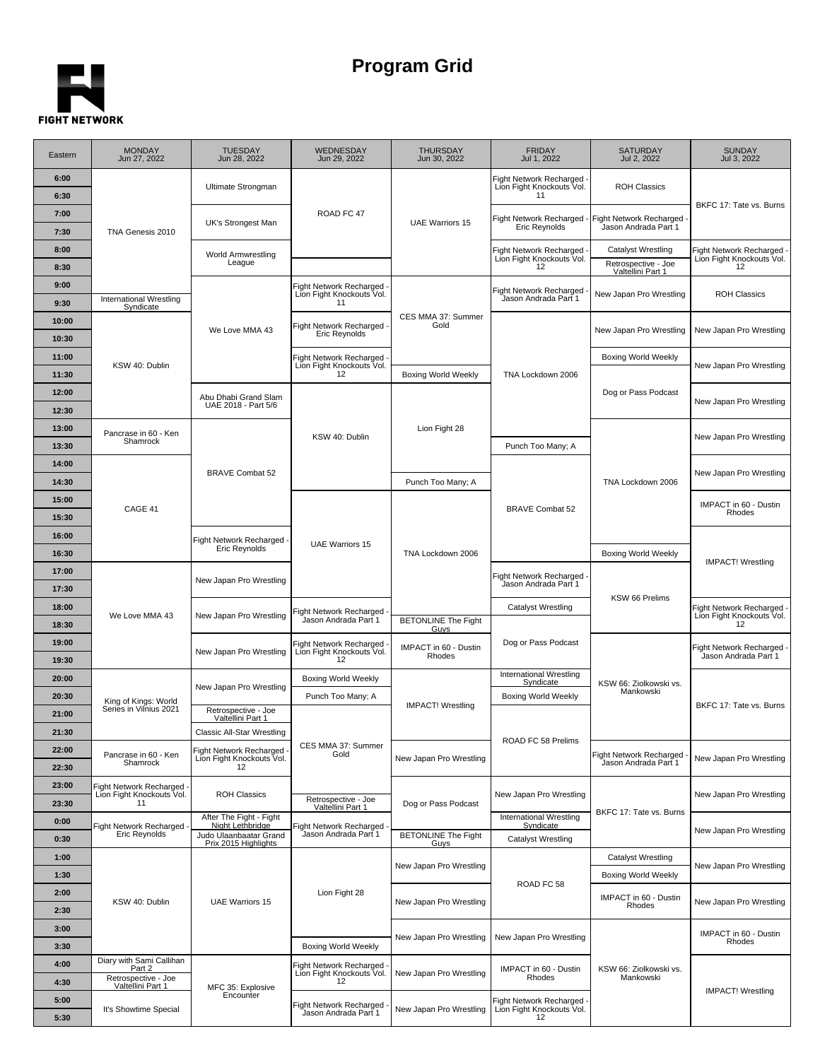# Program Grid

FIGHT NETWORK

| Eastern | MONDAY Jun 27, 2022 | TUESDAY Jun 28, 2022 | WEDNESDAY Jun 29, 2022 | THURSDAY Jun 30, 2022 | FRIDAY Jul 1, 2022 | SATURDAY Jul 2, 2022 | SUNDAY Jul 3, 2022 |
|---|---|---|---|---|---|---|---|
| 6:00 | TNA Genesis 2010 | Ultimate Strongman | ROAD FC 47 | UAE Warriors 15 | Fight Network Recharged - Lion Fight Knockouts Vol. 11 | ROH Classics | BKFC 17: Tate vs. Burns |
| 6:30 | | | | | | | |
| 7:00 | | UK's Strongest Man | | | Fight Network Recharged - Eric Reynolds | Fight Network Recharged - Jason Andrada Part 1 | |
| 7:30 | | | | | | | |
| 8:00 | | World Armwrestling League | | | Fight Network Recharged - Lion Fight Knockouts Vol. 12 | Catalyst Wrestling | Fight Network Recharged - Lion Fight Knockouts Vol. 12 |
| 8:30 | | | | | | Retrospective - Joe Valtellini Part 1 | |
| 9:00 | | We Love MMA 43 | Fight Network Recharged - Lion Fight Knockouts Vol. 11 | CES MMA 37: Summer Gold | Fight Network Recharged - Jason Andrada Part 1 | New Japan Pro Wrestling | ROH Classics |
| 9:30 | International Wrestling Syndicate | | | | | | |
| 10:00 | KSW 40: Dublin | | Fight Network Recharged - Eric Reynolds | | TNA Lockdown 2006 | New Japan Pro Wrestling | New Japan Pro Wrestling |
| 10:30 | | | | | | | |
| 11:00 | | | Fight Network Recharged - Lion Fight Knockouts Vol. 12 | | | Boxing World Weekly | New Japan Pro Wrestling |
| 11:30 | | | | Boxing World Weekly | | Dog or Pass Podcast | |
| 12:00 | | Abu Dhabi Grand Slam UAE 2018 - Part 5/6 | KSW 40: Dublin | Lion Fight 28 | | | New Japan Pro Wrestling |
| 12:30 | | | | | | | |
| 13:00 | Pancrase in 60 - Ken Shamrock | BRAVE Combat 52 | | | | TNA Lockdown 2006 | New Japan Pro Wrestling |
| 13:30 | | | | | Punch Too Many; A | | |
| 14:00 | CAGE 41 | | | | BRAVE Combat 52 | | New Japan Pro Wrestling |
| 14:30 | | | | Punch Too Many; A | | | |
| 15:00 | | | UAE Warriors 15 | TNA Lockdown 2006 | | | IMPACT in 60 - Dustin Rhodes |
| 15:30 | | | | | | | |
| 16:00 | | Fight Network Recharged - Eric Reynolds | | | | | IMPACT! Wrestling |
| 16:30 | | | | | | Boxing World Weekly | |
| 17:00 | We Love MMA 43 | New Japan Pro Wrestling | | | Fight Network Recharged - Jason Andrada Part 1 | KSW 66 Prelims | |
| 17:30 | | | | | | | |
| 18:00 | | New Japan Pro Wrestling | Fight Network Recharged - Jason Andrada Part 1 | | Catalyst Wrestling | | Fight Network Recharged - Lion Fight Knockouts Vol. 12 |
| 18:30 | | | | BETONLINE The Fight Guys | Dog or Pass Podcast | | |
| 19:00 | | New Japan Pro Wrestling | Fight Network Recharged - Lion Fight Knockouts Vol. 12 | IMPACT in 60 - Dustin Rhodes | | KSW 66: Ziolkowski vs. Mankowski | Fight Network Recharged - Jason Andrada Part 1 |
| 19:30 | | | | | | | |
| 20:00 | King of Kings: World Series in Vilnius 2021 | New Japan Pro Wrestling | Boxing World Weekly | IMPACT! Wrestling | International Wrestling Syndicate | | BKFC 17: Tate vs. Burns |
| 20:30 | | | Punch Too Many; A | | Boxing World Weekly | | |
| 21:00 | | Retrospective - Joe Valtellini Part 1 | CES MMA 37: Summer Gold | | ROAD FC 58 Prelims | | |
| 21:30 | | Classic All-Star Wrestling | | | | | |
| 22:00 | Pancrase in 60 - Ken Shamrock | Fight Network Recharged - Lion Fight Knockouts Vol. 12 | | New Japan Pro Wrestling | | Fight Network Recharged - Jason Andrada Part 1 | New Japan Pro Wrestling |
| 22:30 | | | | | | | |
| 23:00 | Fight Network Recharged - Lion Fight Knockouts Vol. 11 | ROH Classics | | Dog or Pass Podcast | New Japan Pro Wrestling | BKFC 17: Tate vs. Burns | New Japan Pro Wrestling |
| 23:30 | | | Retrospective - Joe Valtellini Part 1 | | | | |
| 0:00 | Fight Network Recharged - Eric Reynolds | After The Fight - Fight Night Lethbridge | Fight Network Recharged - Jason Andrada Part 1 | | International Wrestling Syndicate | | New Japan Pro Wrestling |
| 0:30 | | Judo Ulaanbaatar Grand Prix 2015 Highlights | | BETONLINE The Fight Guys | Catalyst Wrestling | | |
| 1:00 | KSW 40: Dublin | UAE Warriors 15 | Lion Fight 28 | New Japan Pro Wrestling | ROAD FC 58 | Catalyst Wrestling | New Japan Pro Wrestling |
| 1:30 | | | | | | Boxing World Weekly | |
| 2:00 | | | | New Japan Pro Wrestling | | IMPACT in 60 - Dustin Rhodes | New Japan Pro Wrestling |
| 2:30 | | | | | | | |
| 3:00 | | | | New Japan Pro Wrestling | New Japan Pro Wrestling | KSW 66: Ziolkowski vs. Mankowski | IMPACT in 60 - Dustin Rhodes |
| 3:30 | | | Boxing World Weekly | | | | |
| 4:00 | Diary with Sami Callihan Part 2 | MFC 35: Explosive Encounter | Fight Network Recharged - Lion Fight Knockouts Vol. 12 | New Japan Pro Wrestling | IMPACT in 60 - Dustin Rhodes | | IMPACT! Wrestling |
| 4:30 | Retrospective - Joe Valtellini Part 1 | | | | | | |
| 5:00 | It's Showtime Special | | Fight Network Recharged - Jason Andrada Part 1 | New Japan Pro Wrestling | Fight Network Recharged - Lion Fight Knockouts Vol. 12 | | |
| 5:30 | | | | | | | |